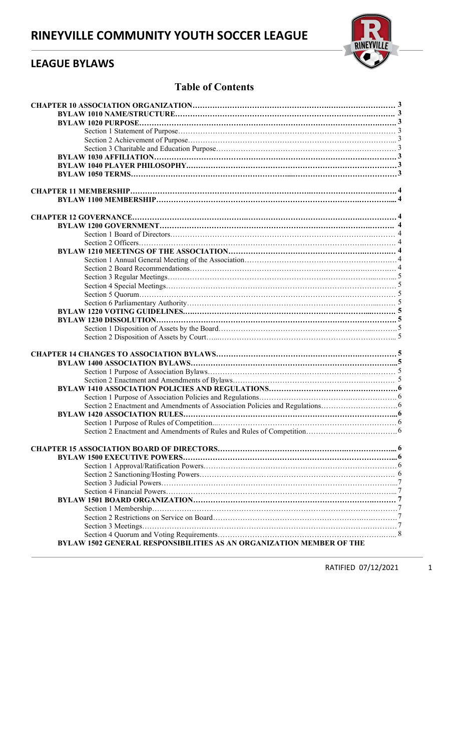# RINEYVILLE COMMUNITY YOUTH SOCCER LEAGUE

## LEAGUE BYLAWS

### Table of Contents

**CHAPTER 10 ASSOCIATION ORGANIZATION** ........ 3
- **BYLAW 1010 NAME/STRUCTURE** ........ 3
- **BYLAW 1020 PURPOSE** ........ 3
  - Section 1 Statement of Purpose ........ 3
  - Section 2 Achievement of Purpose ........ 3
  - Section 3 Charitable and Education Purpose ........ 3
- **BYLAW 1030 AFFILIATION** ........ 3
- **BYLAW 1040 PLAYER PHILOSOPHY** ........ 3
- **BYLAW 1050 TERMS** ........ 3

**CHAPTER 11 MEMBERSHIP** ........ 4
- **BYLAW 1100 MEMBERSHIP** ........ 4

**CHAPTER 12 GOVERNANCE** ........ 4
- **BYLAW 1200 GOVERNMENT** ........ 4
  - Section 1 Board of Directors ........ 4
  - Section 2 Officers ........ 4
- **BYLAW 1210 MEETINGS OF THE ASSOCIATION** ........ 4
  - Section 1 Annual General Meeting of the Association ........ 4
  - Section 2 Board Recommendations ........ 4
  - Section 3 Regular Meetings ........ 5
  - Section 4 Special Meetings ........ 5
  - Section 5 Quorum ........ 5
  - Section 6 Parliamentary Authority ........ 5
- **BYLAW 1220 VOTING GUIDELINES** ........ 5
- **BYLAW 1230 DISSOLUTION** ........ 5
  - Section 1 Disposition of Assets by the Board ........ 5
  - Section 2 Disposition of Assets by Court ........ 5

**CHAPTER 14 CHANGES TO ASSOCIATION BYLAWS** ........ 5
- **BYLAW 1400 ASSOCIATION BYLAWS** ........ 5
  - Section 1 Purpose of Association Bylaws ........ 5
  - Section 2 Enactment and Amendments of Bylaws ........ 5
- **BYLAW 1410 ASSOCIATION POLICIES AND REGULATIONS** ........ 6
  - Section 1 Purpose of Association Policies and Regulations ........ 6
  - Section 2 Enactment and Amendments of Association Policies and Regulations ........ 6
- **BYLAW 1420 ASSOCIATION RULES** ........ 6
  - Section 1 Purpose of Rules of Competition ........ 6
  - Section 2 Enactment and Amendments of Rules and Rules of Competition ........ 6

**CHAPTER 15 ASSOCIATION BOARD OF DIRECTORS** ........ 6
- **BYLAW 1500 EXECUTIVE POWERS** ........ 6
  - Section 1 Approval/Ratification Powers ........ 6
  - Section 2 Sanctioning/Hosting Powers ........ 6
  - Section 3 Judicial Powers ........ 7
  - Section 4 Financial Powers ........ 7
- **BYLAW 1501 BOARD ORGANIZATION** ........ 7
  - Section 1 Membership ........ 7
  - Section 2 Restrictions on Service on Board ........ 7
  - Section 3 Meetings ........ 7
  - Section 4 Quorum and Voting Requirements ........ 8
- **BYLAW 1502 GENERAL RESPONSIBILITIES AS AN ORGANIZATION MEMBER OF THE**

RATIFIED 07/12/2021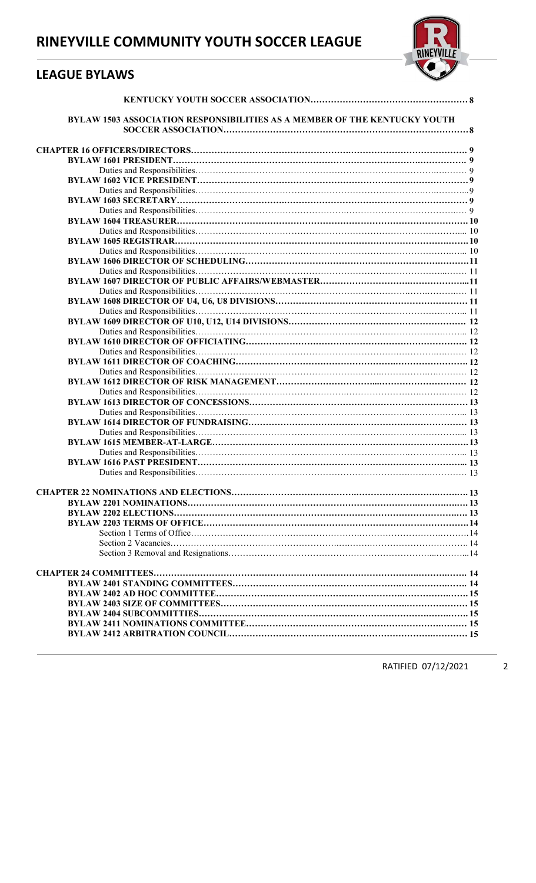| | |
|---|---|
| **KENTUCKY YOUTH SOCCER ASSOCIATION** | **8** |
| **BYLAW 1503 ASSOCIATION RESPONSIBILITIES AS A MEMBER OF THE KENTUCKY YOUTH SOCCER ASSOCIATION** | **8** |
| **CHAPTER 16 OFFICERS/DIRECTORS** | **9** |
| **BYLAW 1601 PRESIDENT** | **9** |
| Duties and Responsibilities | 9 |
| **BYLAW 1602 VICE PRESIDENT** | **9** |
| Duties and Responsibilities | 9 |
| **BYLAW 1603 SECRETARY** | **9** |
| Duties and Responsibilities | 9 |
| **BYLAW 1604 TREASURER** | **10** |
| Duties and Responsibilities | 10 |
| **BYLAW 1605 REGISTRAR** | **10** |
| Duties and Responsibilities | 10 |
| **BYLAW 1606 DIRECTOR OF SCHEDULING** | **11** |
| Duties and Responsibilities | 11 |
| **BYLAW 1607 DIRECTOR OF PUBLIC AFFAIRS/WEBMASTER** | **11** |
| Duties and Responsibilities | 11 |
| **BYLAW 1608 DIRECTOR OF U4, U6, U8 DIVISIONS** | **11** |
| Duties and Responsibilities | 11 |
| **BYLAW 1609 DIRECTOR OF U10, U12, U14 DIVISIONS** | **12** |
| Duties and Responsibilities | 12 |
| **BYLAW 1610 DIRECTOR OF OFFICIATING** | **12** |
| Duties and Responsibilities | 12 |
| **BYLAW 1611 DIRECTOR OF COACHING** | **12** |
| Duties and Responsibilities | 12 |
| **BYLAW 1612 DIRECTOR OF RISK MANAGEMENT** | **12** |
| Duties and Responsibilities | 12 |
| **BYLAW 1613 DIRECTOR OF CONCESSIONS** | **13** |
| Duties and Responsibilities | 13 |
| **BYLAW 1614 DIRECTOR OF FUNDRAISING** | **13** |
| Duties and Responsibilities | 13 |
| **BYLAW 1615 MEMBER-AT-LARGE** | **13** |
| Duties and Responsibilities | 13 |
| **BYLAW 1616 PAST PRESIDENT** | **13** |
| Duties and Responsibilities | 13 |
| **CHAPTER 22 NOMINATIONS AND ELECTIONS** | **13** |
| **BYLAW 2201 NOMINATIONS** | **13** |
| **BYLAW 2202 ELECTIONS** | **13** |
| **BYLAW 2203 TERMS OF OFFICE** | **14** |
| Section 1 Terms of Office | 14 |
| Section 2 Vacancies | 14 |
| Section 3 Removal and Resignations | 14 |
| **CHAPTER 24 COMMITTEES** | **14** |
| **BYLAW 2401 STANDING COMMITTEES** | **14** |
| **BYLAW 2402 AD HOC COMMITTEE** | **15** |
| **BYLAW 2403 SIZE OF COMMITTEES** | **15** |
| **BYLAW 2404 SUBCOMMITTIES** | **15** |
| **BYLAW 2411 NOMINATIONS COMMITTEE** | **15** |
| **BYLAW 2412 ARBITRATION COUNCIL** | **15** |

RATIFIED 07/12/2021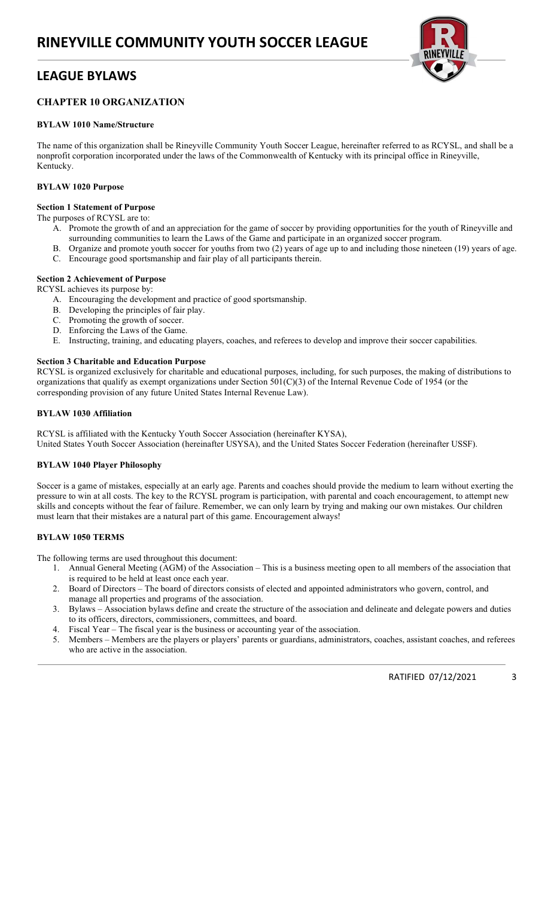# CHAPTER 10 ORGANIZATION

## BYLAW 1010 Name/Structure

The name of this organization shall be Rineyville Community Youth Soccer League, hereinafter referred to as RCYSL, and shall be a nonprofit corporation incorporated under the laws of the Commonwealth of Kentucky with its principal office in Rineyville, Kentucky.

## BYLAW 1020 Purpose

### Section 1 Statement of Purpose

The purposes of RCYSL are to:

A. Promote the growth of and an appreciation for the game of soccer by providing opportunities for the youth of Rineyville and surrounding communities to learn the Laws of the Game and participate in an organized soccer program.
B. Organize and promote youth soccer for youths from two (2) years of age up to and including those nineteen (19) years of age.
C. Encourage good sportsmanship and fair play of all participants therein.

### Section 2 Achievement of Purpose

RCYSL achieves its purpose by:

A. Encouraging the development and practice of good sportsmanship.
B. Developing the principles of fair play.
C. Promoting the growth of soccer.
D. Enforcing the Laws of the Game.
E. Instructing, training, and educating players, coaches, and referees to develop and improve their soccer capabilities.

### Section 3 Charitable and Education Purpose

RCYSL is organized exclusively for charitable and educational purposes, including, for such purposes, the making of distributions to organizations that qualify as exempt organizations under Section 501(C)(3) of the Internal Revenue Code of 1954 (or the corresponding provision of any future United States Internal Revenue Law).

## BYLAW 1030 Affiliation

RCYSL is affiliated with the Kentucky Youth Soccer Association (hereinafter KYSA), United States Youth Soccer Association (hereinafter USYSA), and the United States Soccer Federation (hereinafter USSF).

## BYLAW 1040 Player Philosophy

Soccer is a game of mistakes, especially at an early age. Parents and coaches should provide the medium to learn without exerting the pressure to win at all costs. The key to the RCYSL program is participation, with parental and coach encouragement, to attempt new skills and concepts without the fear of failure. Remember, we can only learn by trying and making our own mistakes. Our children must learn that their mistakes are a natural part of this game. Encouragement always!

## BYLAW 1050 TERMS

The following terms are used throughout this document:

1. Annual General Meeting (AGM) of the Association – This is a business meeting open to all members of the association that is required to be held at least once each year.
2. Board of Directors – The board of directors consists of elected and appointed administrators who govern, control, and manage all properties and programs of the association.
3. Bylaws – Association bylaws define and create the structure of the association and delineate and delegate powers and duties to its officers, directors, commissioners, committees, and board.
4. Fiscal Year – The fiscal year is the business or accounting year of the association.
5. Members – Members are the players or players' parents or guardians, administrators, coaches, assistant coaches, and referees who are active in the association.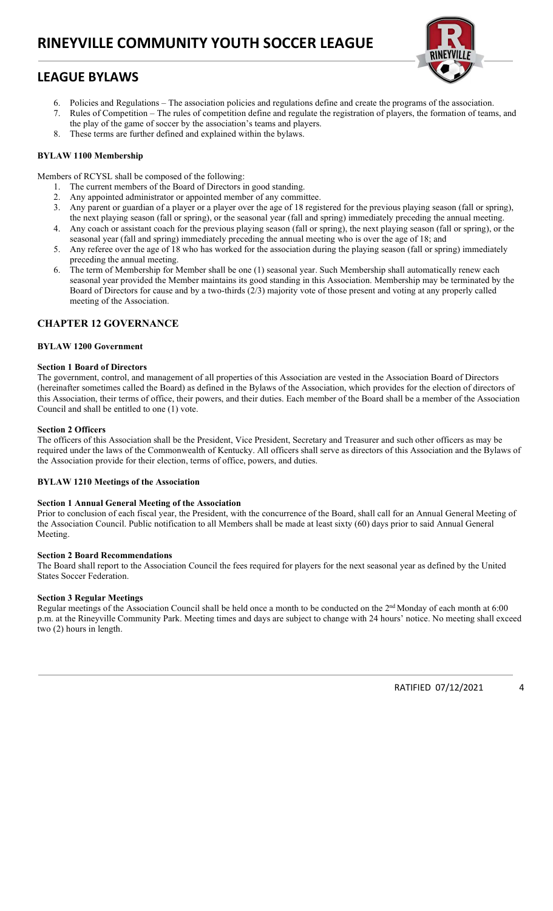6. Policies and Regulations – The association policies and regulations define and create the programs of the association.
7. Rules of Competition – The rules of competition define and regulate the registration of players, the formation of teams, and the play of the game of soccer by the association's teams and players.
8. These terms are further defined and explained within the bylaws.

**BYLAW 1100 Membership**

Members of RCYSL shall be composed of the following:

1. The current members of the Board of Directors in good standing.
2. Any appointed administrator or appointed member of any committee.
3. Any parent or guardian of a player or a player over the age of 18 registered for the previous playing season (fall or spring), the next playing season (fall or spring), or the seasonal year (fall and spring) immediately preceding the annual meeting.
4. Any coach or assistant coach for the previous playing season (fall or spring), the next playing season (fall or spring), or the seasonal year (fall and spring) immediately preceding the annual meeting who is over the age of 18; and
5. Any referee over the age of 18 who has worked for the association during the playing season (fall or spring) immediately preceding the annual meeting.
6. The term of Membership for Member shall be one (1) seasonal year. Such Membership shall automatically renew each seasonal year provided the Member maintains its good standing in this Association. Membership may be terminated by the Board of Directors for cause and by a two-thirds (2/3) majority vote of those present and voting at any properly called meeting of the Association.

## CHAPTER 12 GOVERNANCE

**BYLAW 1200 Government**

**Section 1 Board of Directors**

The government, control, and management of all properties of this Association are vested in the Association Board of Directors (hereinafter sometimes called the Board) as defined in the Bylaws of the Association, which provides for the election of directors of this Association, their terms of office, their powers, and their duties. Each member of the Board shall be a member of the Association Council and shall be entitled to one (1) vote.

**Section 2 Officers**

The officers of this Association shall be the President, Vice President, Secretary and Treasurer and such other officers as may be required under the laws of the Commonwealth of Kentucky. All officers shall serve as directors of this Association and the Bylaws of the Association provide for their election, terms of office, powers, and duties.

**BYLAW 1210 Meetings of the Association**

**Section 1 Annual General Meeting of the Association**

Prior to conclusion of each fiscal year, the President, with the concurrence of the Board, shall call for an Annual General Meeting of the Association Council. Public notification to all Members shall be made at least sixty (60) days prior to said Annual General Meeting.

**Section 2 Board Recommendations**

The Board shall report to the Association Council the fees required for players for the next seasonal year as defined by the United States Soccer Federation.

**Section 3 Regular Meetings**

Regular meetings of the Association Council shall be held once a month to be conducted on the 2nd Monday of each month at 6:00 p.m. at the Rineyville Community Park. Meeting times and days are subject to change with 24 hours' notice. No meeting shall exceed two (2) hours in length.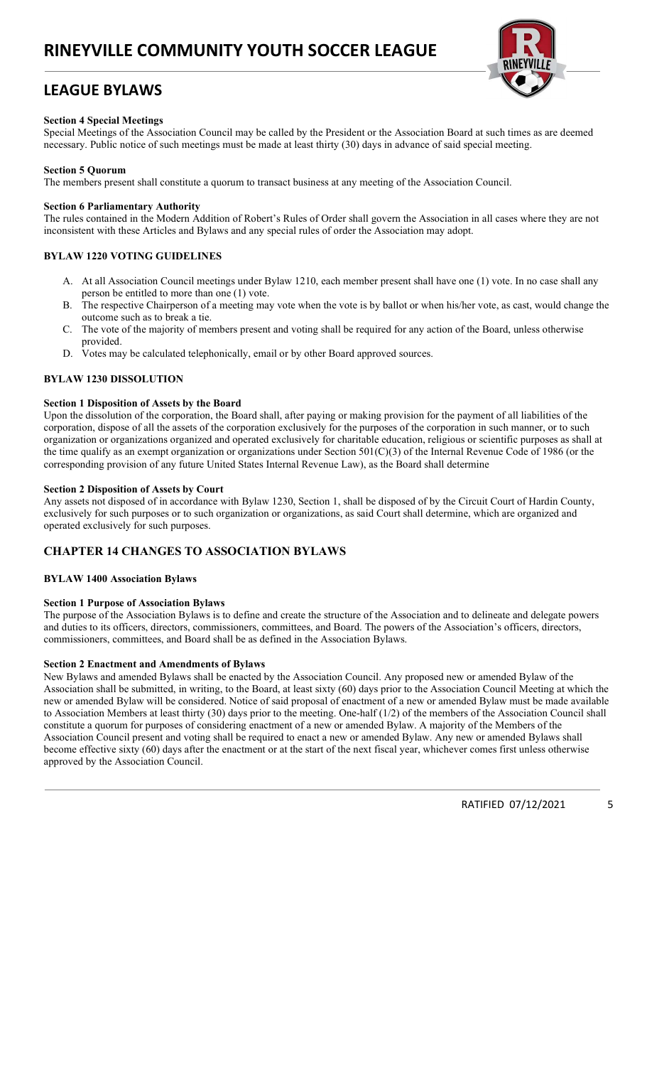#### Section 4 Special Meetings

Special Meetings of the Association Council may be called by the President or the Association Board at such times as are deemed necessary. Public notice of such meetings must be made at least thirty (30) days in advance of said special meeting.

#### Section 5 Quorum

The members present shall constitute a quorum to transact business at any meeting of the Association Council.

#### Section 6 Parliamentary Authority

The rules contained in the Modern Addition of Robert's Rules of Order shall govern the Association in all cases where they are not inconsistent with these Articles and Bylaws and any special rules of order the Association may adopt.

### BYLAW 1220 VOTING GUIDELINES

A. At all Association Council meetings under Bylaw 1210, each member present shall have one (1) vote. In no case shall any person be entitled to more than one (1) vote.
B. The respective Chairperson of a meeting may vote when the vote is by ballot or when his/her vote, as cast, would change the outcome such as to break a tie.
C. The vote of the majority of members present and voting shall be required for any action of the Board, unless otherwise provided.
D. Votes may be calculated telephonically, email or by other Board approved sources.

### BYLAW 1230 DISSOLUTION

#### Section 1 Disposition of Assets by the Board

Upon the dissolution of the corporation, the Board shall, after paying or making provision for the payment of all liabilities of the corporation, dispose of all the assets of the corporation exclusively for the purposes of the corporation in such manner, or to such organization or organizations organized and operated exclusively for charitable education, religious or scientific purposes as shall at the time qualify as an exempt organization or organizations under Section 501(C)(3) of the Internal Revenue Code of 1986 (or the corresponding provision of any future United States Internal Revenue Law), as the Board shall determine

#### Section 2 Disposition of Assets by Court

Any assets not disposed of in accordance with Bylaw 1230, Section 1, shall be disposed of by the Circuit Court of Hardin County, exclusively for such purposes or to such organization or organizations, as said Court shall determine, which are organized and operated exclusively for such purposes.

## CHAPTER 14 CHANGES TO ASSOCIATION BYLAWS

### BYLAW 1400 Association Bylaws

#### Section 1 Purpose of Association Bylaws

The purpose of the Association Bylaws is to define and create the structure of the Association and to delineate and delegate powers and duties to its officers, directors, commissioners, committees, and Board. The powers of the Association's officers, directors, commissioners, committees, and Board shall be as defined in the Association Bylaws.

#### Section 2 Enactment and Amendments of Bylaws

New Bylaws and amended Bylaws shall be enacted by the Association Council. Any proposed new or amended Bylaw of the Association shall be submitted, in writing, to the Board, at least sixty (60) days prior to the Association Council Meeting at which the new or amended Bylaw will be considered. Notice of said proposal of enactment of a new or amended Bylaw must be made available to Association Members at least thirty (30) days prior to the meeting. One-half (1/2) of the members of the Association Council shall constitute a quorum for purposes of considering enactment of a new or amended Bylaw. A majority of the Members of the Association Council present and voting shall be required to enact a new or amended Bylaw. Any new or amended Bylaws shall become effective sixty (60) days after the enactment or at the start of the next fiscal year, whichever comes first unless otherwise approved by the Association Council.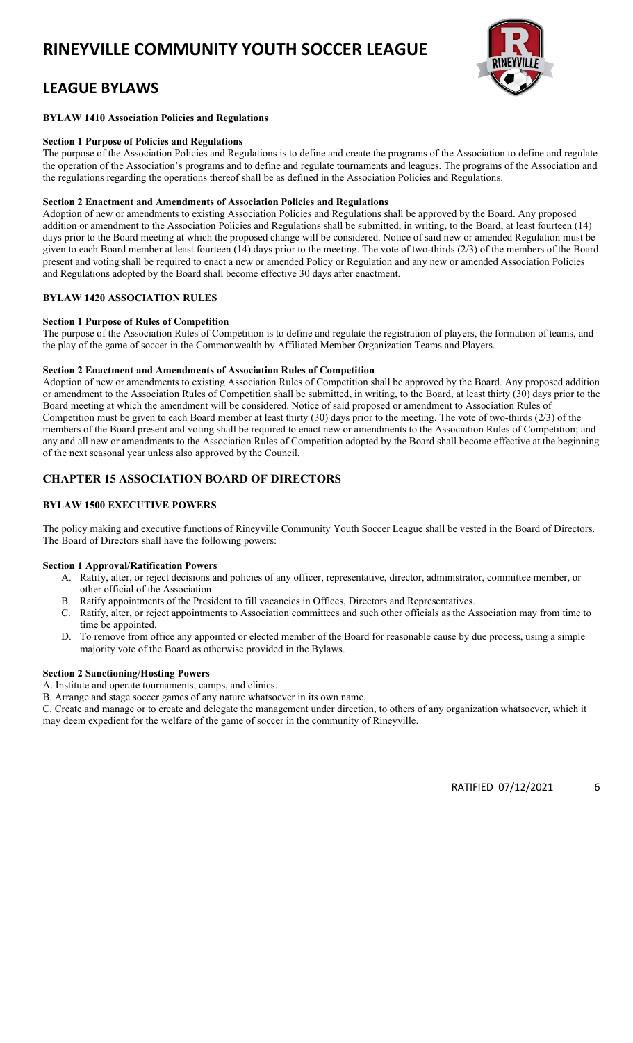**BYLAW 1410 Association Policies and Regulations**

**Section 1 Purpose of Policies and Regulations**

The purpose of the Association Policies and Regulations is to define and create the programs of the Association to define and regulate the operation of the Association's programs and to define and regulate tournaments and leagues. The programs of the Association and the regulations regarding the operations thereof shall be as defined in the Association Policies and Regulations.

**Section 2 Enactment and Amendments of Association Policies and Regulations**

Adoption of new or amendments to existing Association Policies and Regulations shall be approved by the Board. Any proposed addition or amendment to the Association Policies and Regulations shall be submitted, in writing, to the Board, at least fourteen (14) days prior to the Board meeting at which the proposed change will be considered. Notice of said new or amended Regulation must be given to each Board member at least fourteen (14) days prior to the meeting. The vote of two-thirds (2/3) of the members of the Board present and voting shall be required to enact a new or amended Policy or Regulation and any new or amended Association Policies and Regulations adopted by the Board shall become effective 30 days after enactment.

**BYLAW 1420 ASSOCIATION RULES**

**Section 1 Purpose of Rules of Competition**

The purpose of the Association Rules of Competition is to define and regulate the registration of players, the formation of teams, and the play of the game of soccer in the Commonwealth by Affiliated Member Organization Teams and Players.

**Section 2 Enactment and Amendments of Association Rules of Competition**

Adoption of new or amendments to existing Association Rules of Competition shall be approved by the Board. Any proposed addition or amendment to the Association Rules of Competition shall be submitted, in writing, to the Board, at least thirty (30) days prior to the Board meeting at which the amendment will be considered. Notice of said proposed or amendment to Association Rules of Competition must be given to each Board member at least thirty (30) days prior to the meeting. The vote of two-thirds (2/3) of the members of the Board present and voting shall be required to enact new or amendments to the Association Rules of Competition; and any and all new or amendments to the Association Rules of Competition adopted by the Board shall become effective at the beginning of the next seasonal year unless also approved by the Council.

## CHAPTER 15 ASSOCIATION BOARD OF DIRECTORS

**BYLAW 1500 EXECUTIVE POWERS**

The policy making and executive functions of Rineyville Community Youth Soccer League shall be vested in the Board of Directors. The Board of Directors shall have the following powers:

**Section 1 Approval/Ratification Powers**

A. Ratify, alter, or reject decisions and policies of any officer, representative, director, administrator, committee member, or other official of the Association.
B. Ratify appointments of the President to fill vacancies in Offices, Directors and Representatives.
C. Ratify, alter, or reject appointments to Association committees and such other officials as the Association may from time to time be appointed.
D. To remove from office any appointed or elected member of the Board for reasonable cause by due process, using a simple majority vote of the Board as otherwise provided in the Bylaws.

**Section 2 Sanctioning/Hosting Powers**

A. Institute and operate tournaments, camps, and clinics.
B. Arrange and stage soccer games of any nature whatsoever in its own name.
C. Create and manage or to create and delegate the management under direction, to others of any organization whatsoever, which it may deem expedient for the welfare of the game of soccer in the community of Rineyville.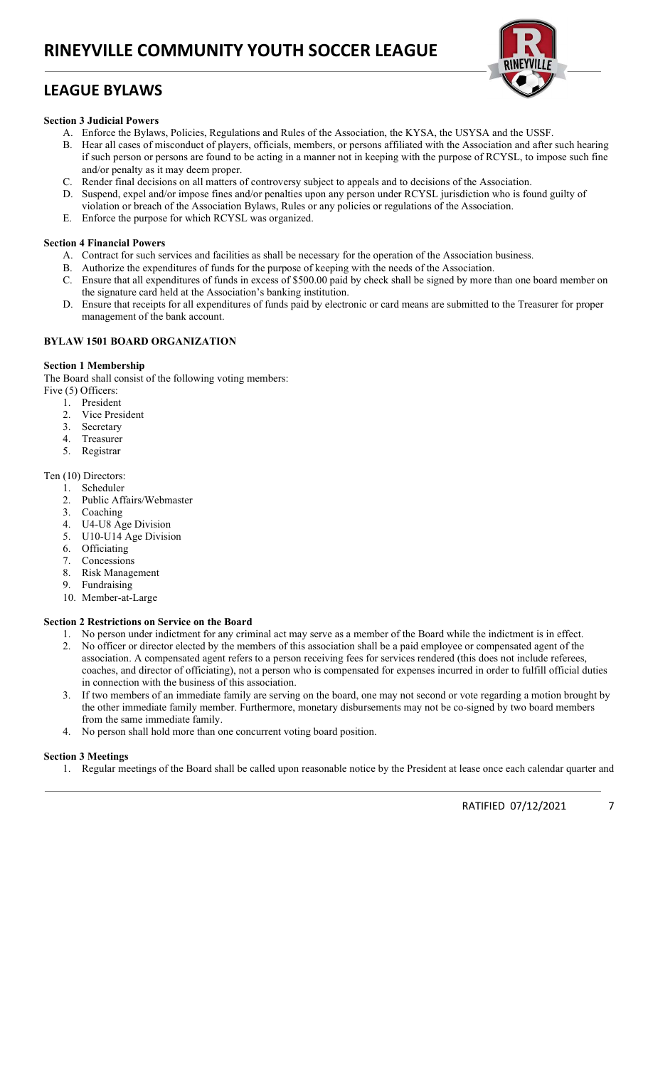**Section 3 Judicial Powers**

A. Enforce the Bylaws, Policies, Regulations and Rules of the Association, the KYSA, the USYSA and the USSF.
B. Hear all cases of misconduct of players, officials, members, or persons affiliated with the Association and after such hearing if such person or persons are found to be acting in a manner not in keeping with the purpose of RCYSL, to impose such fine and/or penalty as it may deem proper.
C. Render final decisions on all matters of controversy subject to appeals and to decisions of the Association.
D. Suspend, expel and/or impose fines and/or penalties upon any person under RCYSL jurisdiction who is found guilty of violation or breach of the Association Bylaws, Rules or any policies or regulations of the Association.
E. Enforce the purpose for which RCYSL was organized.

**Section 4 Financial Powers**

A. Contract for such services and facilities as shall be necessary for the operation of the Association business.
B. Authorize the expenditures of funds for the purpose of keeping with the needs of the Association.
C. Ensure that all expenditures of funds in excess of $500.00 paid by check shall be signed by more than one board member on the signature card held at the Association's banking institution.
D. Ensure that receipts for all expenditures of funds paid by electronic or card means are submitted to the Treasurer for proper management of the bank account.

**BYLAW 1501 BOARD ORGANIZATION**

**Section 1 Membership**

The Board shall consist of the following voting members:

Five (5) Officers:

1. President
2. Vice President
3. Secretary
4. Treasurer
5. Registrar

Ten (10) Directors:

1. Scheduler
2. Public Affairs/Webmaster
3. Coaching
4. U4-U8 Age Division
5. U10-U14 Age Division
6. Officiating
7. Concessions
8. Risk Management
9. Fundraising
10. Member-at-Large

**Section 2 Restrictions on Service on the Board**

1. No person under indictment for any criminal act may serve as a member of the Board while the indictment is in effect.
2. No officer or director elected by the members of this association shall be a paid employee or compensated agent of the association. A compensated agent refers to a person receiving fees for services rendered (this does not include referees, coaches, and director of officiating), not a person who is compensated for expenses incurred in order to fulfill official duties in connection with the business of this association.
3. If two members of an immediate family are serving on the board, one may not second or vote regarding a motion brought by the other immediate family member. Furthermore, monetary disbursements may not be co-signed by two board members from the same immediate family.
4. No person shall hold more than one concurrent voting board position.

**Section 3 Meetings**

1. Regular meetings of the Board shall be called upon reasonable notice by the President at lease once each calendar quarter and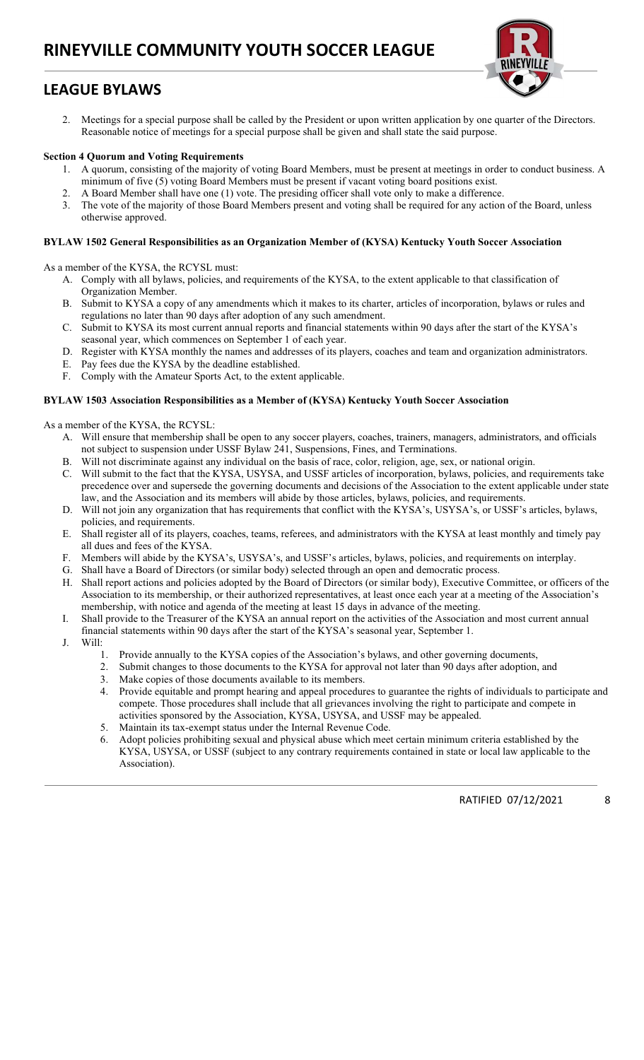2. Meetings for a special purpose shall be called by the President or upon written application by one quarter of the Directors. Reasonable notice of meetings for a special purpose shall be given and shall state the said purpose.

**Section 4 Quorum and Voting Requirements**

1. A quorum, consisting of the majority of voting Board Members, must be present at meetings in order to conduct business. A minimum of five (5) voting Board Members must be present if vacant voting board positions exist.
2. A Board Member shall have one (1) vote. The presiding officer shall vote only to make a difference.
3. The vote of the majority of those Board Members present and voting shall be required for any action of the Board, unless otherwise approved.

**BYLAW 1502 General Responsibilities as an Organization Member of (KYSA) Kentucky Youth Soccer Association**

As a member of the KYSA, the RCYSL must:

A. Comply with all bylaws, policies, and requirements of the KYSA, to the extent applicable to that classification of Organization Member.
B. Submit to KYSA a copy of any amendments which it makes to its charter, articles of incorporation, bylaws or rules and regulations no later than 90 days after adoption of any such amendment.
C. Submit to KYSA its most current annual reports and financial statements within 90 days after the start of the KYSA's seasonal year, which commences on September 1 of each year.
D. Register with KYSA monthly the names and addresses of its players, coaches and team and organization administrators.
E. Pay fees due the KYSA by the deadline established.
F. Comply with the Amateur Sports Act, to the extent applicable.

**BYLAW 1503 Association Responsibilities as a Member of (KYSA) Kentucky Youth Soccer Association**

As a member of the KYSA, the RCYSL:

A. Will ensure that membership shall be open to any soccer players, coaches, trainers, managers, administrators, and officials not subject to suspension under USSF Bylaw 241, Suspensions, Fines, and Terminations.
B. Will not discriminate against any individual on the basis of race, color, religion, age, sex, or national origin.
C. Will submit to the fact that the KYSA, USYSA, and USSF articles of incorporation, bylaws, policies, and requirements take precedence over and supersede the governing documents and decisions of the Association to the extent applicable under state law, and the Association and its members will abide by those articles, bylaws, policies, and requirements.
D. Will not join any organization that has requirements that conflict with the KYSA's, USYSA's, or USSF's articles, bylaws, policies, and requirements.
E. Shall register all of its players, coaches, teams, referees, and administrators with the KYSA at least monthly and timely pay all dues and fees of the KYSA.
F. Members will abide by the KYSA's, USYSA's, and USSF's articles, bylaws, policies, and requirements on interplay.
G. Shall have a Board of Directors (or similar body) selected through an open and democratic process.
H. Shall report actions and policies adopted by the Board of Directors (or similar body), Executive Committee, or officers of the Association to its membership, or their authorized representatives, at least once each year at a meeting of the Association's membership, with notice and agenda of the meeting at least 15 days in advance of the meeting.
I. Shall provide to the Treasurer of the KYSA an annual report on the activities of the Association and most current annual financial statements within 90 days after the start of the KYSA's seasonal year, September 1.
J. Will:
    1. Provide annually to the KYSA copies of the Association's bylaws, and other governing documents,
    2. Submit changes to those documents to the KYSA for approval not later than 90 days after adoption, and
    3. Make copies of those documents available to its members.
    4. Provide equitable and prompt hearing and appeal procedures to guarantee the rights of individuals to participate and compete. Those procedures shall include that all grievances involving the right to participate and compete in activities sponsored by the Association, KYSA, USYSA, and USSF may be appealed.
    5. Maintain its tax-exempt status under the Internal Revenue Code.
    6. Adopt policies prohibiting sexual and physical abuse which meet certain minimum criteria established by the KYSA, USYSA, or USSF (subject to any contrary requirements contained in state or local law applicable to the Association).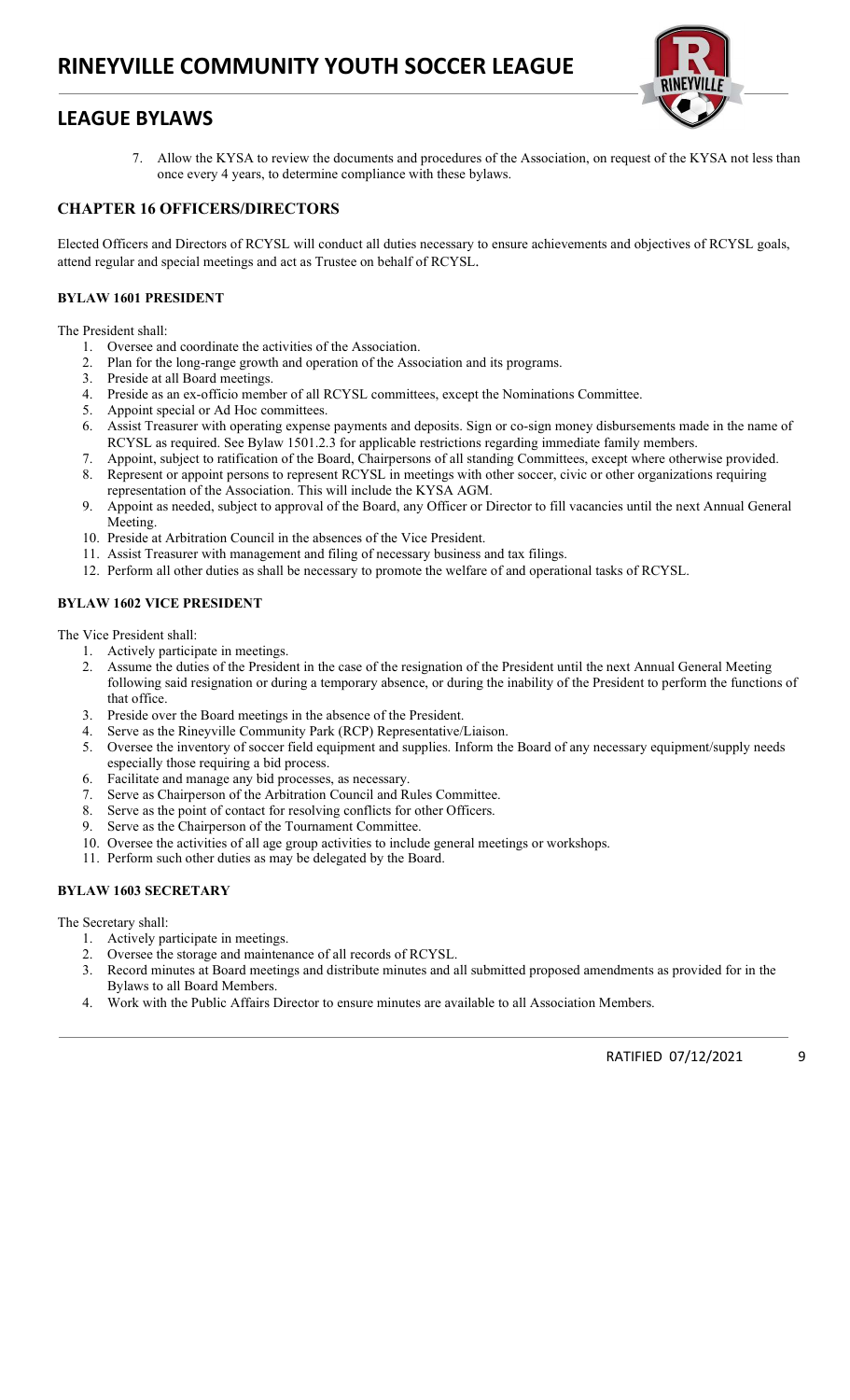7. Allow the KYSA to review the documents and procedures of the Association, on request of the KYSA not less than once every 4 years, to determine compliance with these bylaws.

## CHAPTER 16 OFFICERS/DIRECTORS

Elected Officers and Directors of RCYSL will conduct all duties necessary to ensure achievements and objectives of RCYSL goals, attend regular and special meetings and act as Trustee on behalf of RCYSL.

### BYLAW 1601 PRESIDENT

The President shall:

1. Oversee and coordinate the activities of the Association.
2. Plan for the long-range growth and operation of the Association and its programs.
3. Preside at all Board meetings.
4. Preside as an ex-officio member of all RCYSL committees, except the Nominations Committee.
5. Appoint special or Ad Hoc committees.
6. Assist Treasurer with operating expense payments and deposits. Sign or co-sign money disbursements made in the name of RCYSL as required. See Bylaw 1501.2.3 for applicable restrictions regarding immediate family members.
7. Appoint, subject to ratification of the Board, Chairpersons of all standing Committees, except where otherwise provided.
8. Represent or appoint persons to represent RCYSL in meetings with other soccer, civic or other organizations requiring representation of the Association. This will include the KYSA AGM.
9. Appoint as needed, subject to approval of the Board, any Officer or Director to fill vacancies until the next Annual General Meeting.
10. Preside at Arbitration Council in the absences of the Vice President.
11. Assist Treasurer with management and filing of necessary business and tax filings.
12. Perform all other duties as shall be necessary to promote the welfare of and operational tasks of RCYSL.

### BYLAW 1602 VICE PRESIDENT

The Vice President shall:

1. Actively participate in meetings.
2. Assume the duties of the President in the case of the resignation of the President until the next Annual General Meeting following said resignation or during a temporary absence, or during the inability of the President to perform the functions of that office.
3. Preside over the Board meetings in the absence of the President.
4. Serve as the Rineyville Community Park (RCP) Representative/Liaison.
5. Oversee the inventory of soccer field equipment and supplies. Inform the Board of any necessary equipment/supply needs especially those requiring a bid process.
6. Facilitate and manage any bid processes, as necessary.
7. Serve as Chairperson of the Arbitration Council and Rules Committee.
8. Serve as the point of contact for resolving conflicts for other Officers.
9. Serve as the Chairperson of the Tournament Committee.
10. Oversee the activities of all age group activities to include general meetings or workshops.
11. Perform such other duties as may be delegated by the Board.

### BYLAW 1603 SECRETARY

The Secretary shall:

1. Actively participate in meetings.
2. Oversee the storage and maintenance of all records of RCYSL.
3. Record minutes at Board meetings and distribute minutes and all submitted proposed amendments as provided for in the Bylaws to all Board Members.
4. Work with the Public Affairs Director to ensure minutes are available to all Association Members.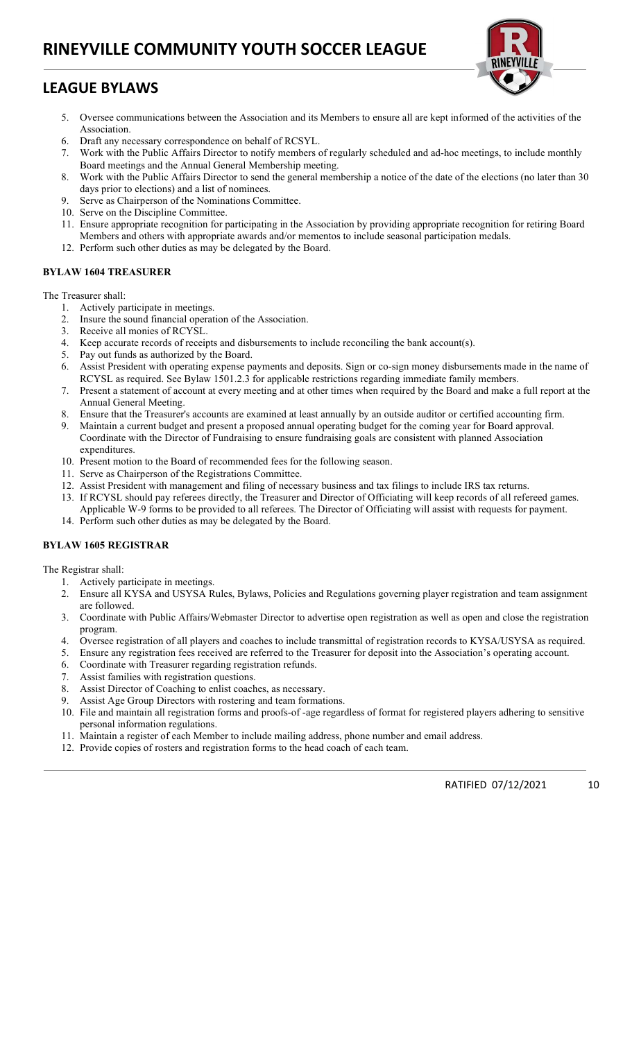5. Oversee communications between the Association and its Members to ensure all are kept informed of the activities of the Association.
6. Draft any necessary correspondence on behalf of RCSYL.
7. Work with the Public Affairs Director to notify members of regularly scheduled and ad-hoc meetings, to include monthly Board meetings and the Annual General Membership meeting.
8. Work with the Public Affairs Director to send the general membership a notice of the date of the elections (no later than 30 days prior to elections) and a list of nominees.
9. Serve as Chairperson of the Nominations Committee.
10. Serve on the Discipline Committee.
11. Ensure appropriate recognition for participating in the Association by providing appropriate recognition for retiring Board Members and others with appropriate awards and/or mementos to include seasonal participation medals.
12. Perform such other duties as may be delegated by the Board.

**BYLAW 1604 TREASURER**

The Treasurer shall:

1. Actively participate in meetings.
2. Insure the sound financial operation of the Association.
3. Receive all monies of RCYSL.
4. Keep accurate records of receipts and disbursements to include reconciling the bank account(s).
5. Pay out funds as authorized by the Board.
6. Assist President with operating expense payments and deposits. Sign or co-sign money disbursements made in the name of RCYSL as required. See Bylaw 1501.2.3 for applicable restrictions regarding immediate family members.
7. Present a statement of account at every meeting and at other times when required by the Board and make a full report at the Annual General Meeting.
8. Ensure that the Treasurer's accounts are examined at least annually by an outside auditor or certified accounting firm.
9. Maintain a current budget and present a proposed annual operating budget for the coming year for Board approval. Coordinate with the Director of Fundraising to ensure fundraising goals are consistent with planned Association expenditures.
10. Present motion to the Board of recommended fees for the following season.
11. Serve as Chairperson of the Registrations Committee.
12. Assist President with management and filing of necessary business and tax filings to include IRS tax returns.
13. If RCYSL should pay referees directly, the Treasurer and Director of Officiating will keep records of all refereed games. Applicable W-9 forms to be provided to all referees. The Director of Officiating will assist with requests for payment.
14. Perform such other duties as may be delegated by the Board.

**BYLAW 1605 REGISTRAR**

The Registrar shall:

1. Actively participate in meetings.
2. Ensure all KYSA and USYSA Rules, Bylaws, Policies and Regulations governing player registration and team assignment are followed.
3. Coordinate with Public Affairs/Webmaster Director to advertise open registration as well as open and close the registration program.
4. Oversee registration of all players and coaches to include transmittal of registration records to KYSA/USYSA as required.
5. Ensure any registration fees received are referred to the Treasurer for deposit into the Association's operating account.
6. Coordinate with Treasurer regarding registration refunds.
7. Assist families with registration questions.
8. Assist Director of Coaching to enlist coaches, as necessary.
9. Assist Age Group Directors with rostering and team formations.
10. File and maintain all registration forms and proofs-of -age regardless of format for registered players adhering to sensitive personal information regulations.
11. Maintain a register of each Member to include mailing address, phone number and email address.
12. Provide copies of rosters and registration forms to the head coach of each team.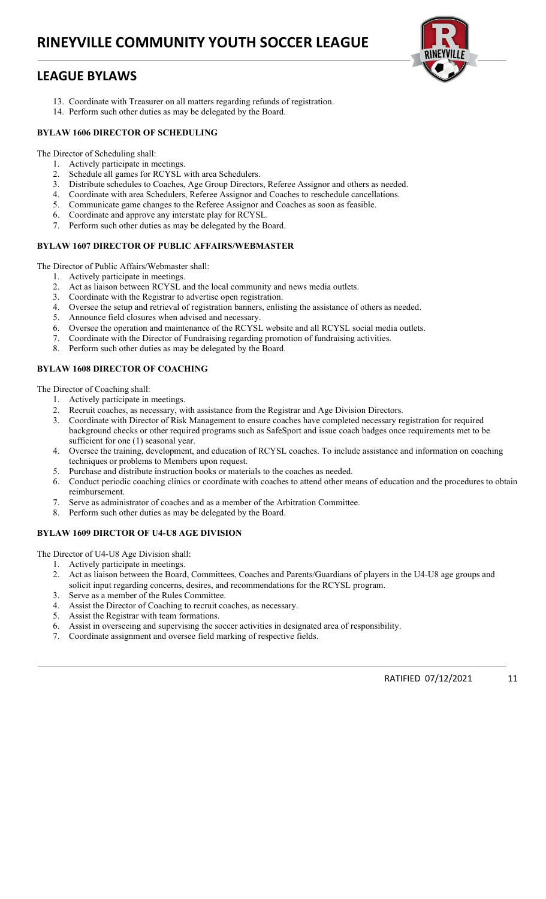13. Coordinate with Treasurer on all matters regarding refunds of registration.
14. Perform such other duties as may be delegated by the Board.

**BYLAW 1606 DIRECTOR OF SCHEDULING**

The Director of Scheduling shall:

1. Actively participate in meetings.
2. Schedule all games for RCYSL with area Schedulers.
3. Distribute schedules to Coaches, Age Group Directors, Referee Assignor and others as needed.
4. Coordinate with area Schedulers, Referee Assignor and Coaches to reschedule cancellations.
5. Communicate game changes to the Referee Assignor and Coaches as soon as feasible.
6. Coordinate and approve any interstate play for RCYSL.
7. Perform such other duties as may be delegated by the Board.

**BYLAW 1607 DIRECTOR OF PUBLIC AFFAIRS/WEBMASTER**

The Director of Public Affairs/Webmaster shall:

1. Actively participate in meetings.
2. Act as liaison between RCYSL and the local community and news media outlets.
3. Coordinate with the Registrar to advertise open registration.
4. Oversee the setup and retrieval of registration banners, enlisting the assistance of others as needed.
5. Announce field closures when advised and necessary.
6. Oversee the operation and maintenance of the RCYSL website and all RCYSL social media outlets.
7. Coordinate with the Director of Fundraising regarding promotion of fundraising activities.
8. Perform such other duties as may be delegated by the Board.

**BYLAW 1608 DIRECTOR OF COACHING**

The Director of Coaching shall:

1. Actively participate in meetings.
2. Recruit coaches, as necessary, with assistance from the Registrar and Age Division Directors.
3. Coordinate with Director of Risk Management to ensure coaches have completed necessary registration for required background checks or other required programs such as SafeSport and issue coach badges once requirements met to be sufficient for one (1) seasonal year.
4. Oversee the training, development, and education of RCYSL coaches. To include assistance and information on coaching techniques or problems to Members upon request.
5. Purchase and distribute instruction books or materials to the coaches as needed.
6. Conduct periodic coaching clinics or coordinate with coaches to attend other means of education and the procedures to obtain reimbursement.
7. Serve as administrator of coaches and as a member of the Arbitration Committee.
8. Perform such other duties as may be delegated by the Board.

**BYLAW 1609 DIRCTOR OF U4-U8 AGE DIVISION**

The Director of U4-U8 Age Division shall:

1. Actively participate in meetings.
2. Act as liaison between the Board, Committees, Coaches and Parents/Guardians of players in the U4-U8 age groups and solicit input regarding concerns, desires, and recommendations for the RCYSL program.
3. Serve as a member of the Rules Committee.
4. Assist the Director of Coaching to recruit coaches, as necessary.
5. Assist the Registrar with team formations.
6. Assist in overseeing and supervising the soccer activities in designated area of responsibility.
7. Coordinate assignment and oversee field marking of respective fields.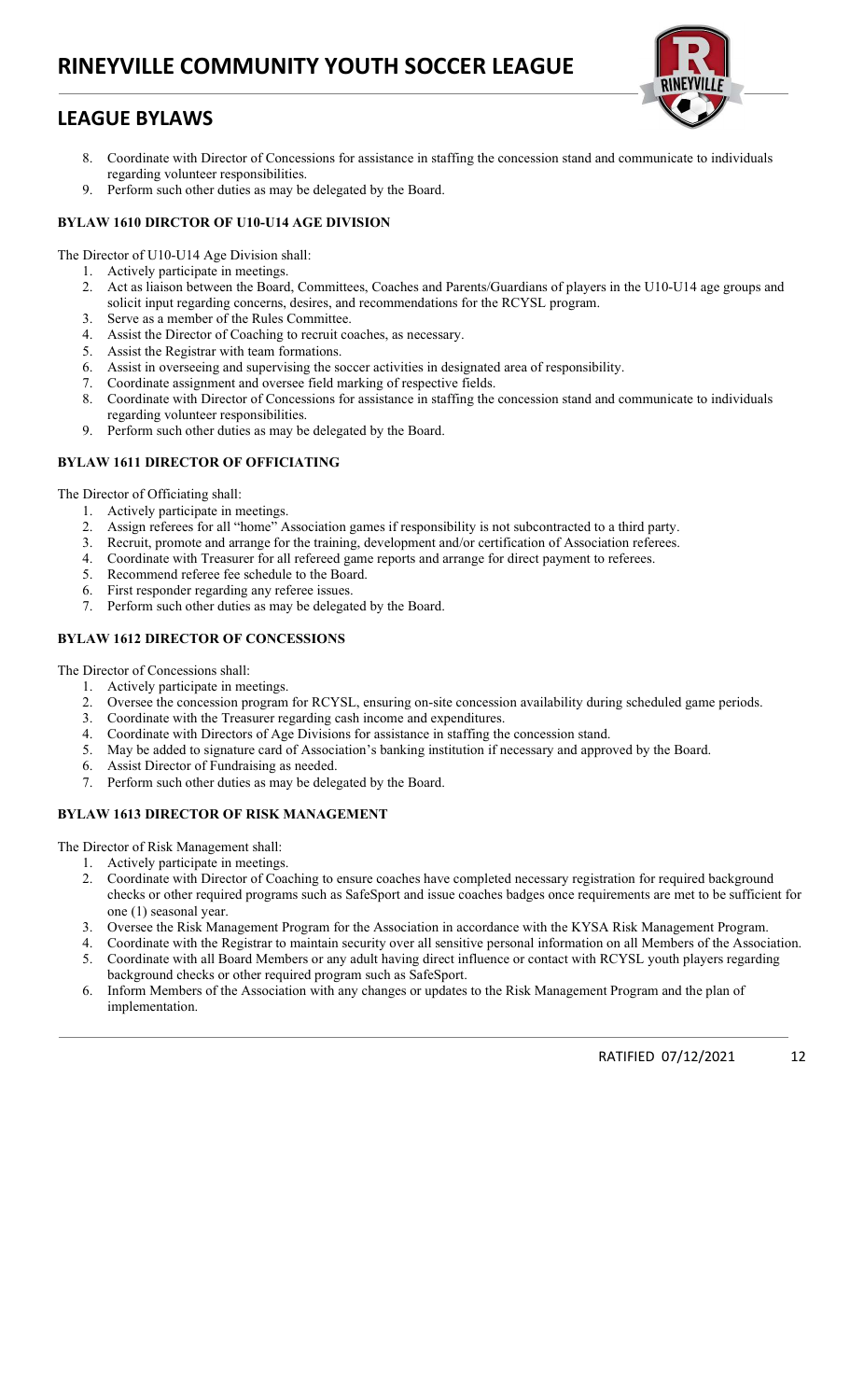8. Coordinate with Director of Concessions for assistance in staffing the concession stand and communicate to individuals regarding volunteer responsibilities.
9. Perform such other duties as may be delegated by the Board.

**BYLAW 1610 DIRCTOR OF U10-U14 AGE DIVISION**

The Director of U10-U14 Age Division shall:

1. Actively participate in meetings.
2. Act as liaison between the Board, Committees, Coaches and Parents/Guardians of players in the U10-U14 age groups and solicit input regarding concerns, desires, and recommendations for the RCYSL program.
3. Serve as a member of the Rules Committee.
4. Assist the Director of Coaching to recruit coaches, as necessary.
5. Assist the Registrar with team formations.
6. Assist in overseeing and supervising the soccer activities in designated area of responsibility.
7. Coordinate assignment and oversee field marking of respective fields.
8. Coordinate with Director of Concessions for assistance in staffing the concession stand and communicate to individuals regarding volunteer responsibilities.
9. Perform such other duties as may be delegated by the Board.

**BYLAW 1611 DIRECTOR OF OFFICIATING**

The Director of Officiating shall:

1. Actively participate in meetings.
2. Assign referees for all "home" Association games if responsibility is not subcontracted to a third party.
3. Recruit, promote and arrange for the training, development and/or certification of Association referees.
4. Coordinate with Treasurer for all refereed game reports and arrange for direct payment to referees.
5. Recommend referee fee schedule to the Board.
6. First responder regarding any referee issues.
7. Perform such other duties as may be delegated by the Board.

**BYLAW 1612 DIRECTOR OF CONCESSIONS**

The Director of Concessions shall:

1. Actively participate in meetings.
2. Oversee the concession program for RCYSL, ensuring on-site concession availability during scheduled game periods.
3. Coordinate with the Treasurer regarding cash income and expenditures.
4. Coordinate with Directors of Age Divisions for assistance in staffing the concession stand.
5. May be added to signature card of Association's banking institution if necessary and approved by the Board.
6. Assist Director of Fundraising as needed.
7. Perform such other duties as may be delegated by the Board.

**BYLAW 1613 DIRECTOR OF RISK MANAGEMENT**

The Director of Risk Management shall:

1. Actively participate in meetings.
2. Coordinate with Director of Coaching to ensure coaches have completed necessary registration for required background checks or other required programs such as SafeSport and issue coaches badges once requirements are met to be sufficient for one (1) seasonal year.
3. Oversee the Risk Management Program for the Association in accordance with the KYSA Risk Management Program.
4. Coordinate with the Registrar to maintain security over all sensitive personal information on all Members of the Association.
5. Coordinate with all Board Members or any adult having direct influence or contact with RCYSL youth players regarding background checks or other required program such as SafeSport.
6. Inform Members of the Association with any changes or updates to the Risk Management Program and the plan of implementation.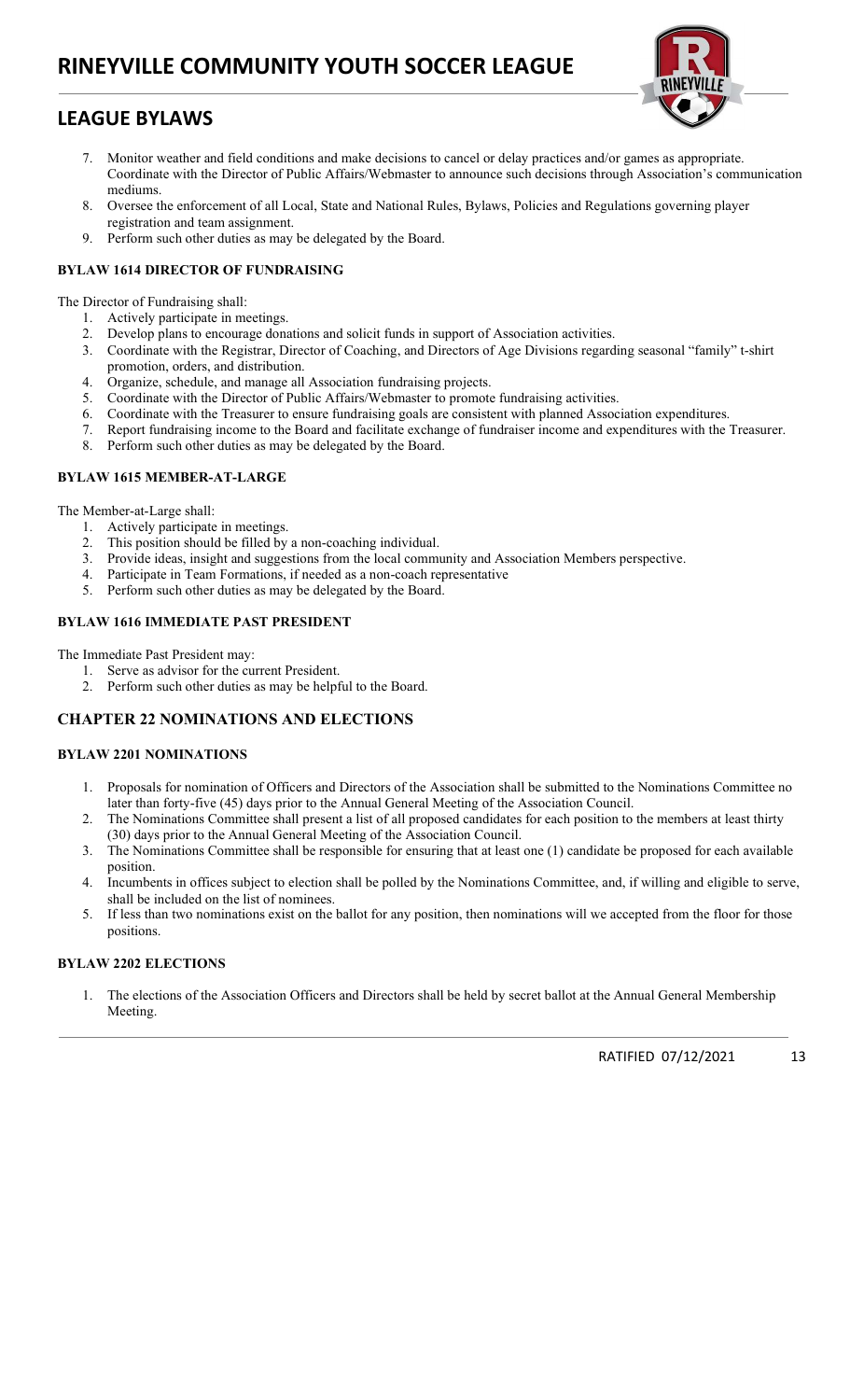7. Monitor weather and field conditions and make decisions to cancel or delay practices and/or games as appropriate. Coordinate with the Director of Public Affairs/Webmaster to announce such decisions through Association's communication mediums.
8. Oversee the enforcement of all Local, State and National Rules, Bylaws, Policies and Regulations governing player registration and team assignment.
9. Perform such other duties as may be delegated by the Board.

#### BYLAW 1614 DIRECTOR OF FUNDRAISING

The Director of Fundraising shall:

1. Actively participate in meetings.
2. Develop plans to encourage donations and solicit funds in support of Association activities.
3. Coordinate with the Registrar, Director of Coaching, and Directors of Age Divisions regarding seasonal "family" t-shirt promotion, orders, and distribution.
4. Organize, schedule, and manage all Association fundraising projects.
5. Coordinate with the Director of Public Affairs/Webmaster to promote fundraising activities.
6. Coordinate with the Treasurer to ensure fundraising goals are consistent with planned Association expenditures.
7. Report fundraising income to the Board and facilitate exchange of fundraiser income and expenditures with the Treasurer.
8. Perform such other duties as may be delegated by the Board.

#### BYLAW 1615 MEMBER-AT-LARGE

The Member-at-Large shall:

1. Actively participate in meetings.
2. This position should be filled by a non-coaching individual.
3. Provide ideas, insight and suggestions from the local community and Association Members perspective.
4. Participate in Team Formations, if needed as a non-coach representative
5. Perform such other duties as may be delegated by the Board.

#### BYLAW 1616 IMMEDIATE PAST PRESIDENT

The Immediate Past President may:

1. Serve as advisor for the current President.
2. Perform such other duties as may be helpful to the Board.

### CHAPTER 22 NOMINATIONS AND ELECTIONS

#### BYLAW 2201 NOMINATIONS

1. Proposals for nomination of Officers and Directors of the Association shall be submitted to the Nominations Committee no later than forty-five (45) days prior to the Annual General Meeting of the Association Council.
2. The Nominations Committee shall present a list of all proposed candidates for each position to the members at least thirty (30) days prior to the Annual General Meeting of the Association Council.
3. The Nominations Committee shall be responsible for ensuring that at least one (1) candidate be proposed for each available position.
4. Incumbents in offices subject to election shall be polled by the Nominations Committee, and, if willing and eligible to serve, shall be included on the list of nominees.
5. If less than two nominations exist on the ballot for any position, then nominations will we accepted from the floor for those positions.

#### BYLAW 2202 ELECTIONS

1. The elections of the Association Officers and Directors shall be held by secret ballot at the Annual General Membership Meeting.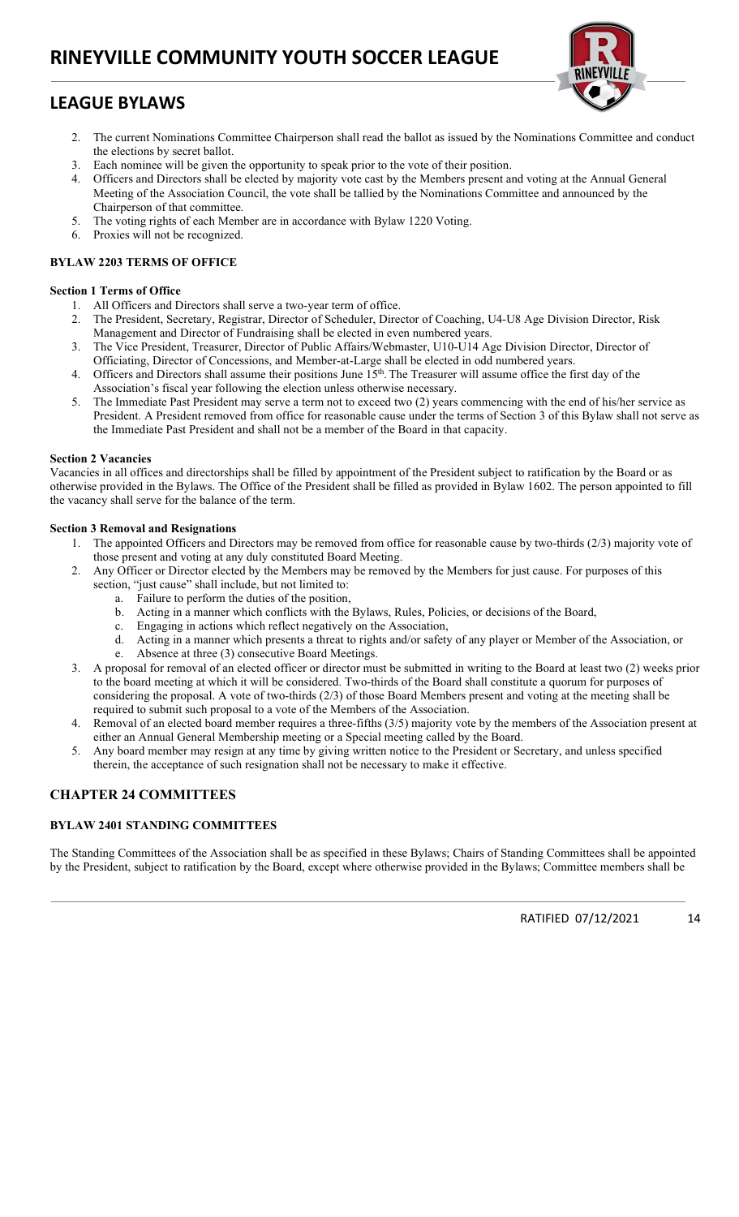2. The current Nominations Committee Chairperson shall read the ballot as issued by the Nominations Committee and conduct the elections by secret ballot.
3. Each nominee will be given the opportunity to speak prior to the vote of their position.
4. Officers and Directors shall be elected by majority vote cast by the Members present and voting at the Annual General Meeting of the Association Council, the vote shall be tallied by the Nominations Committee and announced by the Chairperson of that committee.
5. The voting rights of each Member are in accordance with Bylaw 1220 Voting.
6. Proxies will not be recognized.

### BYLAW 2203 TERMS OF OFFICE

#### Section 1 Terms of Office

1. All Officers and Directors shall serve a two-year term of office.
2. The President, Secretary, Registrar, Director of Scheduler, Director of Coaching, U4-U8 Age Division Director, Risk Management and Director of Fundraising shall be elected in even numbered years.
3. The Vice President, Treasurer, Director of Public Affairs/Webmaster, U10-U14 Age Division Director, Director of Officiating, Director of Concessions, and Member-at-Large shall be elected in odd numbered years.
4. Officers and Directors shall assume their positions June 15th. The Treasurer will assume office the first day of the Association's fiscal year following the election unless otherwise necessary.
5. The Immediate Past President may serve a term not to exceed two (2) years commencing with the end of his/her service as President. A President removed from office for reasonable cause under the terms of Section 3 of this Bylaw shall not serve as the Immediate Past President and shall not be a member of the Board in that capacity.

#### Section 2 Vacancies

Vacancies in all offices and directorships shall be filled by appointment of the President subject to ratification by the Board or as otherwise provided in the Bylaws. The Office of the President shall be filled as provided in Bylaw 1602. The person appointed to fill the vacancy shall serve for the balance of the term.

#### Section 3 Removal and Resignations

1. The appointed Officers and Directors may be removed from office for reasonable cause by two-thirds (2/3) majority vote of those present and voting at any duly constituted Board Meeting.
2. Any Officer or Director elected by the Members may be removed by the Members for just cause. For purposes of this section, "just cause" shall include, but not limited to:
   a. Failure to perform the duties of the position,
   b. Acting in a manner which conflicts with the Bylaws, Rules, Policies, or decisions of the Board,
   c. Engaging in actions which reflect negatively on the Association,
   d. Acting in a manner which presents a threat to rights and/or safety of any player or Member of the Association, or
   e. Absence at three (3) consecutive Board Meetings.
3. A proposal for removal of an elected officer or director must be submitted in writing to the Board at least two (2) weeks prior to the board meeting at which it will be considered. Two-thirds of the Board shall constitute a quorum for purposes of considering the proposal. A vote of two-thirds (2/3) of those Board Members present and voting at the meeting shall be required to submit such proposal to a vote of the Members of the Association.
4. Removal of an elected board member requires a three-fifths (3/5) majority vote by the members of the Association present at either an Annual General Membership meeting or a Special meeting called by the Board.
5. Any board member may resign at any time by giving written notice to the President or Secretary, and unless specified therein, the acceptance of such resignation shall not be necessary to make it effective.

## CHAPTER 24 COMMITTEES

### BYLAW 2401 STANDING COMMITTEES

The Standing Committees of the Association shall be as specified in these Bylaws; Chairs of Standing Committees shall be appointed by the President, subject to ratification by the Board, except where otherwise provided in the Bylaws; Committee members shall be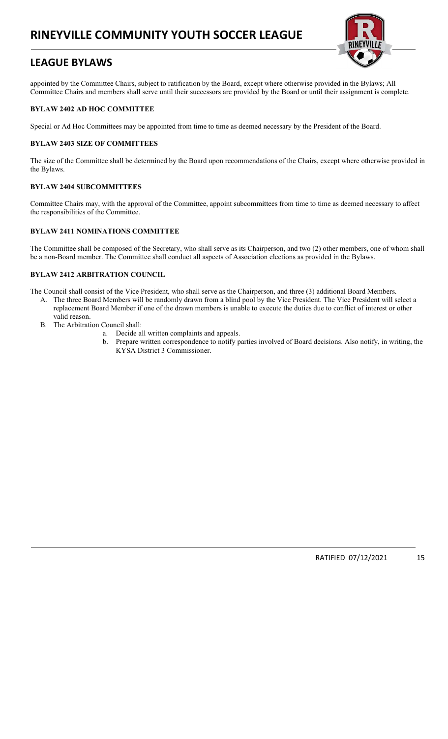appointed by the Committee Chairs, subject to ratification by the Board, except where otherwise provided in the Bylaws; All Committee Chairs and members shall serve until their successors are provided by the Board or until their assignment is complete.

**BYLAW 2402 AD HOC COMMITTEE**

Special or Ad Hoc Committees may be appointed from time to time as deemed necessary by the President of the Board.

**BYLAW 2403 SIZE OF COMMITTEES**

The size of the Committee shall be determined by the Board upon recommendations of the Chairs, except where otherwise provided in the Bylaws.

**BYLAW 2404 SUBCOMMITTEES**

Committee Chairs may, with the approval of the Committee, appoint subcommittees from time to time as deemed necessary to affect the responsibilities of the Committee.

**BYLAW 2411 NOMINATIONS COMMITTEE**

The Committee shall be composed of the Secretary, who shall serve as its Chairperson, and two (2) other members, one of whom shall be a non-Board member. The Committee shall conduct all aspects of Association elections as provided in the Bylaws.

**BYLAW 2412 ARBITRATION COUNCIL**

The Council shall consist of the Vice President, who shall serve as the Chairperson, and three (3) additional Board Members.

A. The three Board Members will be randomly drawn from a blind pool by the Vice President. The Vice President will select a replacement Board Member if one of the drawn members is unable to execute the duties due to conflict of interest or other valid reason.
B. The Arbitration Council shall:
    a. Decide all written complaints and appeals.
    b. Prepare written correspondence to notify parties involved of Board decisions. Also notify, in writing, the KYSA District 3 Commissioner.